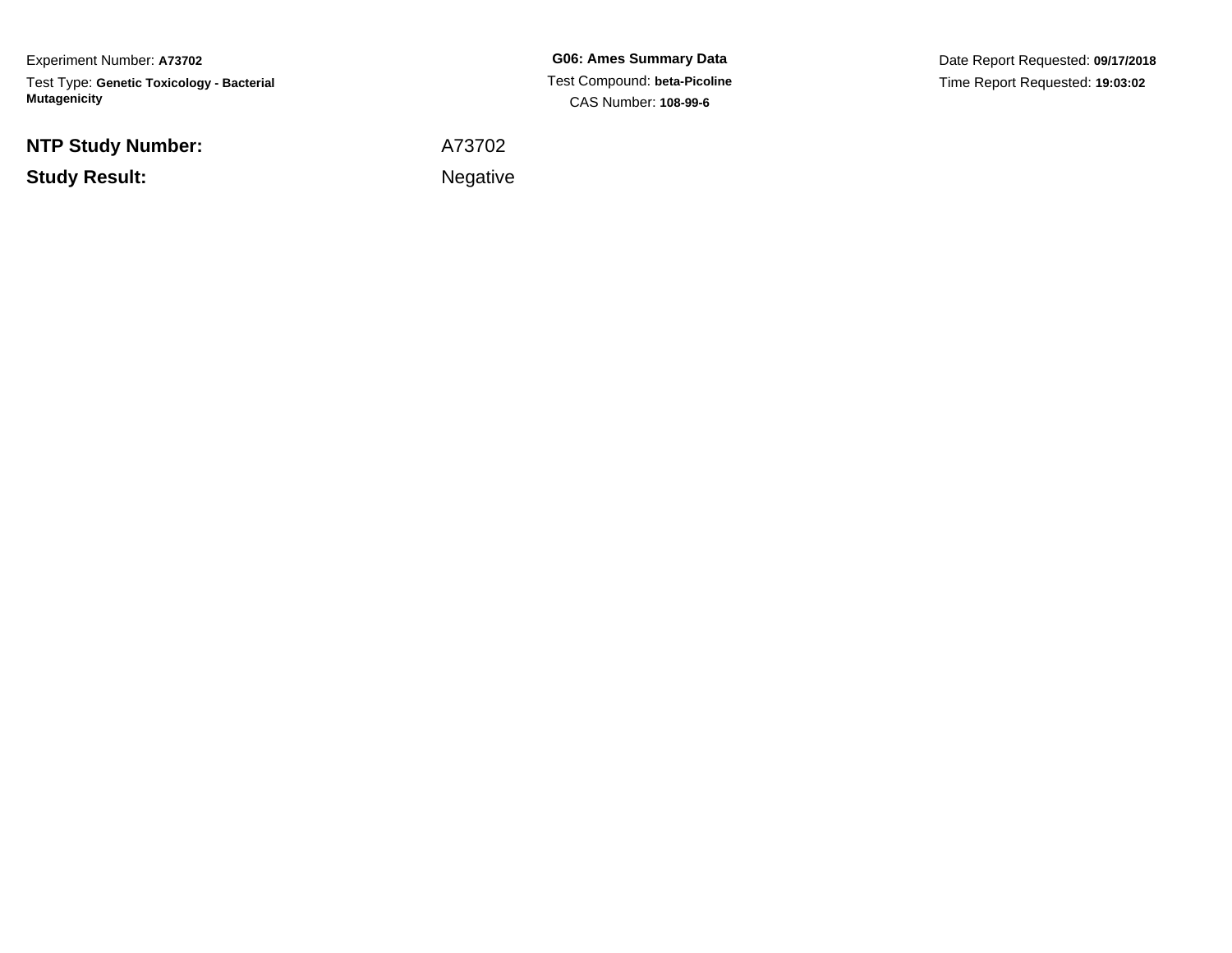Experiment Number: **A73702**

Test Type: **Genetic Toxicology - Bacterial Mutagenicity**

**G06: Ames Summary Data**

Test Compound: **beta-Picoline**

CAS Number: **108-99-6**

Date Report Requested: **09/17/2018**

Time Report Requested: **19:03:02**

| | |
|---|---|
| **NTP Study Number:** | A73702 |
| **Study Result:** | Negative |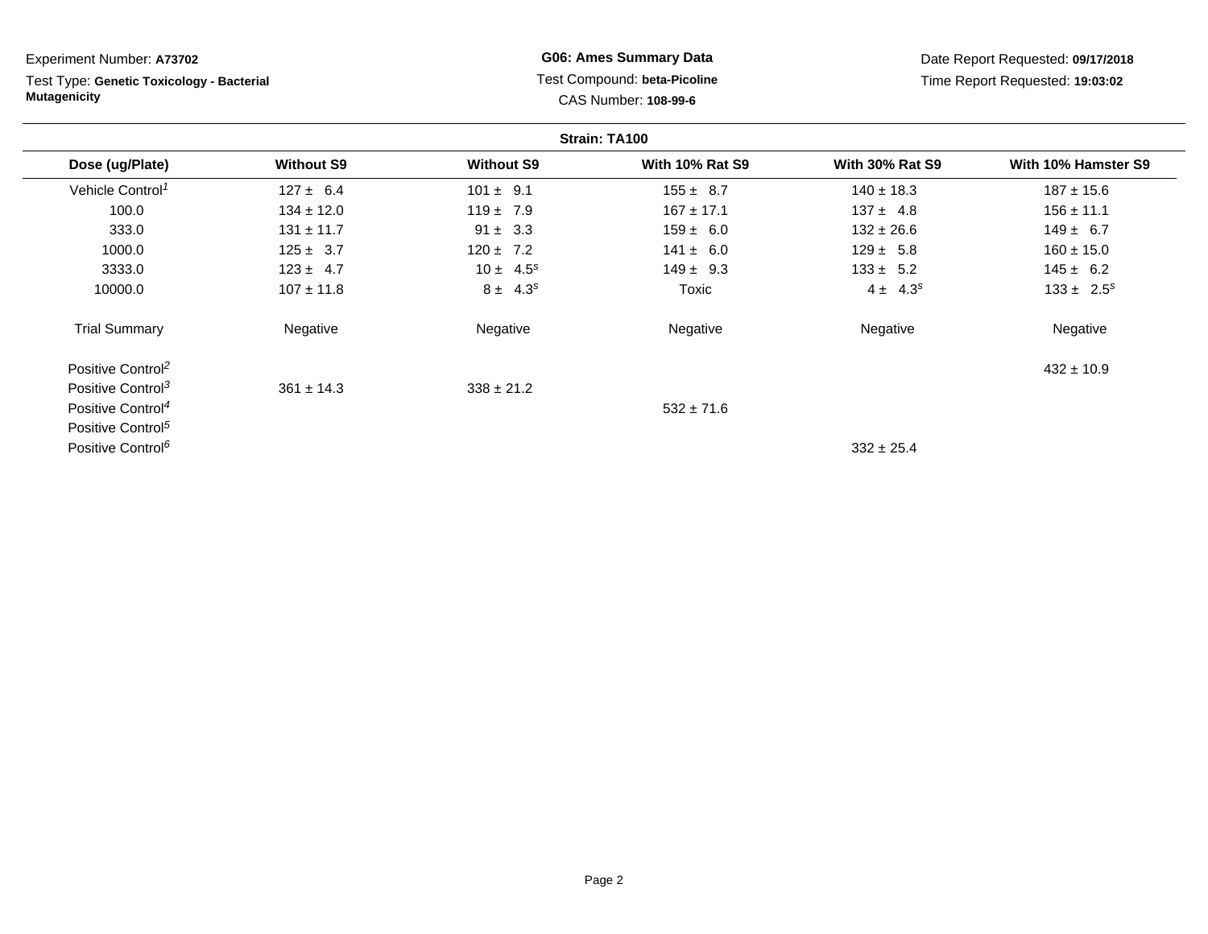Experiment Number: **A73702**

Test Type: **Genetic Toxicology - Bacterial Mutagenicity**

**G06: Ames Summary Data**

Test Compound: **beta-Picoline**

CAS Number: **108-99-6**

Date Report Requested: **09/17/2018**

Time Report Requested: **19:03:02**

**Strain: TA100**

| Dose (ug/Plate) | Without S9 | Without S9 | With 10% Rat S9 | With 30% Rat S9 | With 10% Hamster S9 |
|---|---|---|---|---|---|
| Vehicle Control[1] | 127 ± 6.4 | 101 ± 9.1 | 155 ± 8.7 | 140 ± 18.3 | 187 ± 15.6 |
| 100.0 | 134 ± 12.0 | 119 ± 7.9 | 167 ± 17.1 | 137 ± 4.8 | 156 ± 11.1 |
| 333.0 | 131 ± 11.7 | 91 ± 3.3 | 159 ± 6.0 | 132 ± 26.6 | 149 ± 6.7 |
| 1000.0 | 125 ± 3.7 | 120 ± 7.2 | 141 ± 6.0 | 129 ± 5.8 | 160 ± 15.0 |
| 3333.0 | 123 ± 4.7 | 10 ± 4.5[s] | 149 ± 9.3 | 133 ± 5.2 | 145 ± 6.2 |
| 10000.0 | 107 ± 11.8 | 8 ± 4.3[s] | Toxic | 4 ± 4.3[s] | 133 ± 2.5[s] |
| Trial Summary | Negative | Negative | Negative | Negative | Negative |
| Positive Control[2] | | | | | 432 ± 10.9 |
| Positive Control[3] | 361 ± 14.3 | 338 ± 21.2 | | | |
| Positive Control[4] | | | 532 ± 71.6 | | |
| Positive Control[5] | | | | | |
| Positive Control[6] | | | | 332 ± 25.4 | |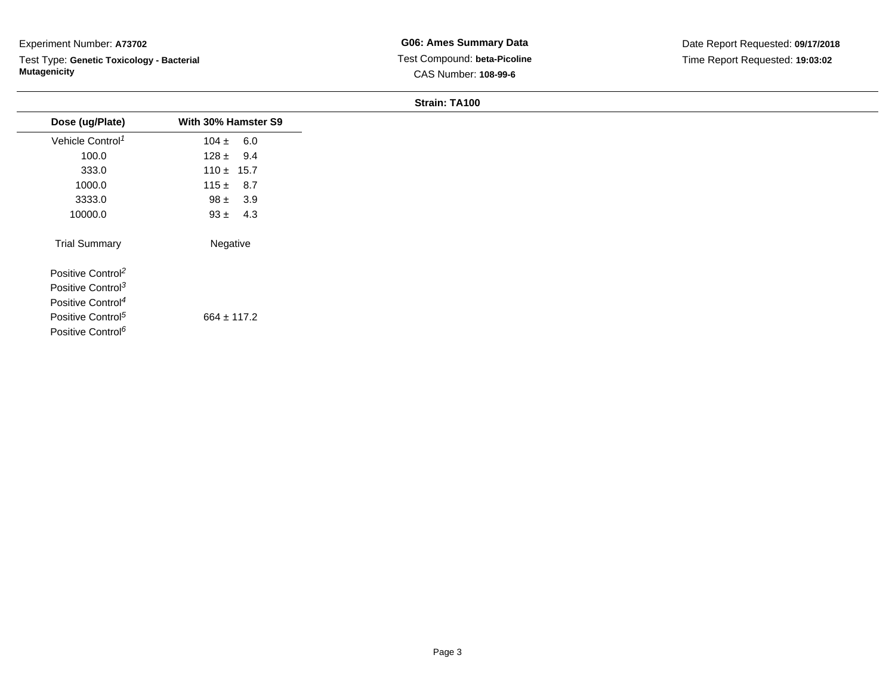Experiment Number: **A73702**

Test Type: **Genetic Toxicology - Bacterial Mutagenicity**

**G06: Ames Summary Data**

Test Compound: **beta-Picoline**

CAS Number: **108-99-6**

Date Report Requested: **09/17/2018**

Time Report Requested: **19:03:02**

**Strain: TA100**

| Dose (ug/Plate) | With 30% Hamster S9 |
|---|---|
| Vehicle Control[1] | 104 ± 6.0 |
| 100.0 | 128 ± 9.4 |
| 333.0 | 110 ± 15.7 |
| 1000.0 | 115 ± 8.7 |
| 3333.0 | 98 ± 3.9 |
| 10000.0 | 93 ± 4.3 |
| Trial Summary | Negative |
| Positive Control[2] | |
| Positive Control[3] | |
| Positive Control[4] | |
| Positive Control[5] | 664 ± 117.2 |
| Positive Control[6] | |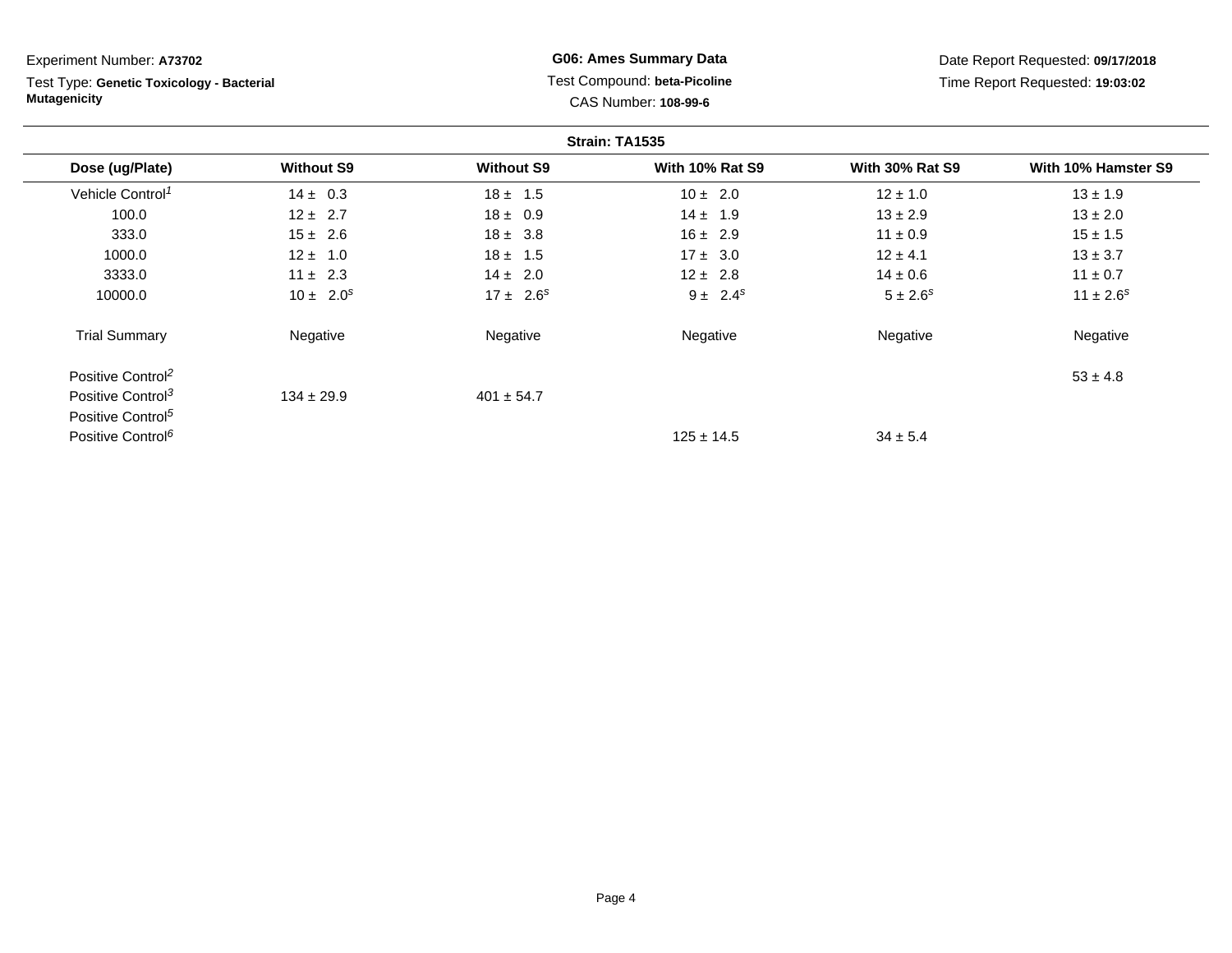Experiment Number: **A73702**

Test Type: **Genetic Toxicology - Bacterial Mutagenicity**

**G06: Ames Summary Data**

Test Compound: **beta-Picoline**

CAS Number: **108-99-6**

Date Report Requested: **09/17/2018**

Time Report Requested: **19:03:02**

**Strain: TA1535**

| Dose (ug/Plate) | Without S9 | Without S9 | With 10% Rat S9 | With 30% Rat S9 | With 10% Hamster S9 |
|---|---|---|---|---|---|
| Vehicle Control[1] | 14 ± 0.3 | 18 ± 1.5 | 10 ± 2.0 | 12 ± 1.0 | 13 ± 1.9 |
| 100.0 | 12 ± 2.7 | 18 ± 0.9 | 14 ± 1.9 | 13 ± 2.9 | 13 ± 2.0 |
| 333.0 | 15 ± 2.6 | 18 ± 3.8 | 16 ± 2.9 | 11 ± 0.9 | 15 ± 1.5 |
| 1000.0 | 12 ± 1.0 | 18 ± 1.5 | 17 ± 3.0 | 12 ± 4.1 | 13 ± 3.7 |
| 3333.0 | 11 ± 2.3 | 14 ± 2.0 | 12 ± 2.8 | 14 ± 0.6 | 11 ± 0.7 |
| 10000.0 | 10 ± 2.0[s] | 17 ± 2.6[s] | 9 ± 2.4[s] | 5 ± 2.6[s] | 11 ± 2.6[s] |
| Trial Summary | Negative | Negative | Negative | Negative | Negative |
| Positive Control[2] | | | | | 53 ± 4.8 |
| Positive Control[3] | 134 ± 29.9 | 401 ± 54.7 | | | |
| Positive Control[5] | | | | | |
| Positive Control[6] | | | 125 ± 14.5 | 34 ± 5.4 | |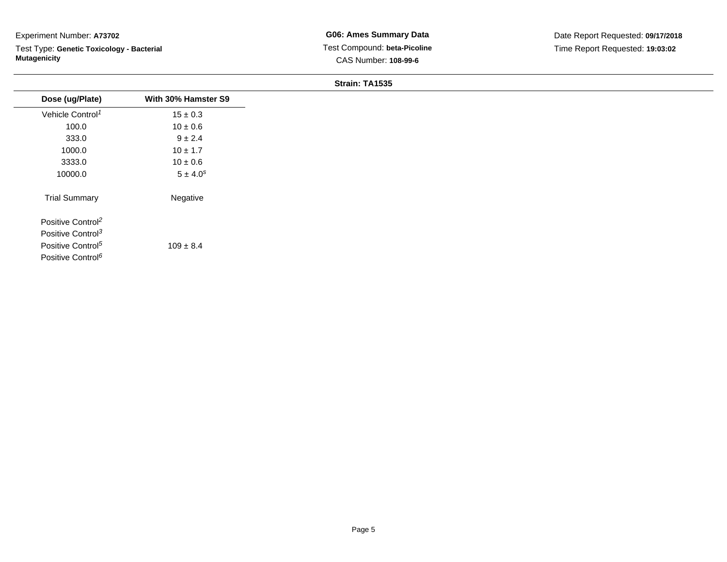Experiment Number: **A73702**

Test Type: **Genetic Toxicology - Bacterial Mutagenicity**

**G06: Ames Summary Data**

Test Compound: **beta-Picoline**

CAS Number: **108-99-6**

Date Report Requested: **09/17/2018**

Time Report Requested: **19:03:02**

**Strain: TA1535**

| Dose (ug/Plate) | With 30% Hamster S9 |
|---|---|
| Vehicle Control[1] | 15 ± 0.3 |
| 100.0 | 10 ± 0.6 |
| 333.0 | 9 ± 2.4 |
| 1000.0 | 10 ± 1.7 |
| 3333.0 | 10 ± 0.6 |
| 10000.0 | 5 ± 4.0[s] |
| Trial Summary | Negative |
| Positive Control[2] | |
| Positive Control[3] | |
| Positive Control[5] | 109 ± 8.4 |
| Positive Control[6] | |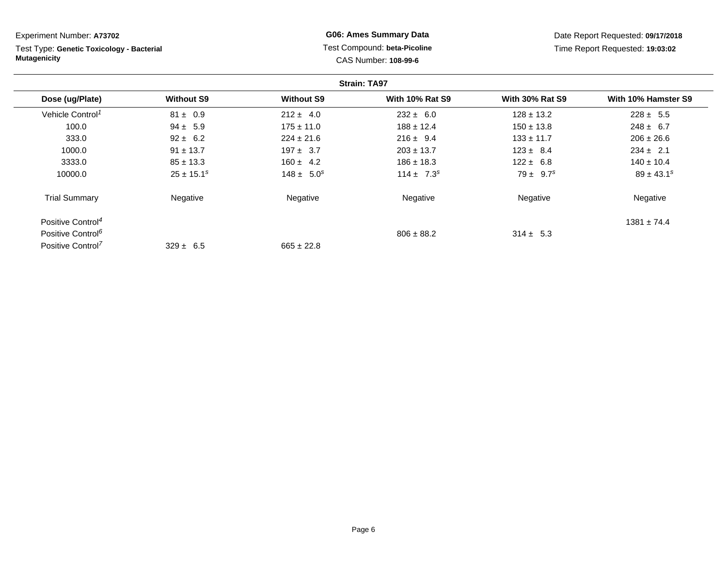Experiment Number: **A73702**

Test Type: **Genetic Toxicology - Bacterial Mutagenicity**

**G06: Ames Summary Data**

Test Compound: **beta-Picoline**

CAS Number: **108-99-6**

Date Report Requested: **09/17/2018**

Time Report Requested: **19:03:02**

**Strain: TA97**

| Dose (ug/Plate) | Without S9 | Without S9 | With 10% Rat S9 | With 30% Rat S9 | With 10% Hamster S9 |
|---|---|---|---|---|---|
| Vehicle Control[1] | 81 ± 0.9 | 212 ± 4.0 | 232 ± 6.0 | 128 ± 13.2 | 228 ± 5.5 |
| 100.0 | 94 ± 5.9 | 175 ± 11.0 | 188 ± 12.4 | 150 ± 13.8 | 248 ± 6.7 |
| 333.0 | 92 ± 6.2 | 224 ± 21.6 | 216 ± 9.4 | 133 ± 11.7 | 206 ± 26.6 |
| 1000.0 | 91 ± 13.7 | 197 ± 3.7 | 203 ± 13.7 | 123 ± 8.4 | 234 ± 2.1 |
| 3333.0 | 85 ± 13.3 | 160 ± 4.2 | 186 ± 18.3 | 122 ± 6.8 | 140 ± 10.4 |
| 10000.0 | 25 ± 15.1[s] | 148 ± 5.0[s] | 114 ± 7.3[s] | 79 ± 9.7[s] | 89 ± 43.1[s] |
| Trial Summary | Negative | Negative | Negative | Negative | Negative |
| Positive Control[4] | | | | | 1381 ± 74.4 |
| Positive Control[6] | | | 806 ± 88.2 | 314 ± 5.3 | |
| Positive Control[7] | 329 ± 6.5 | 665 ± 22.8 | | | |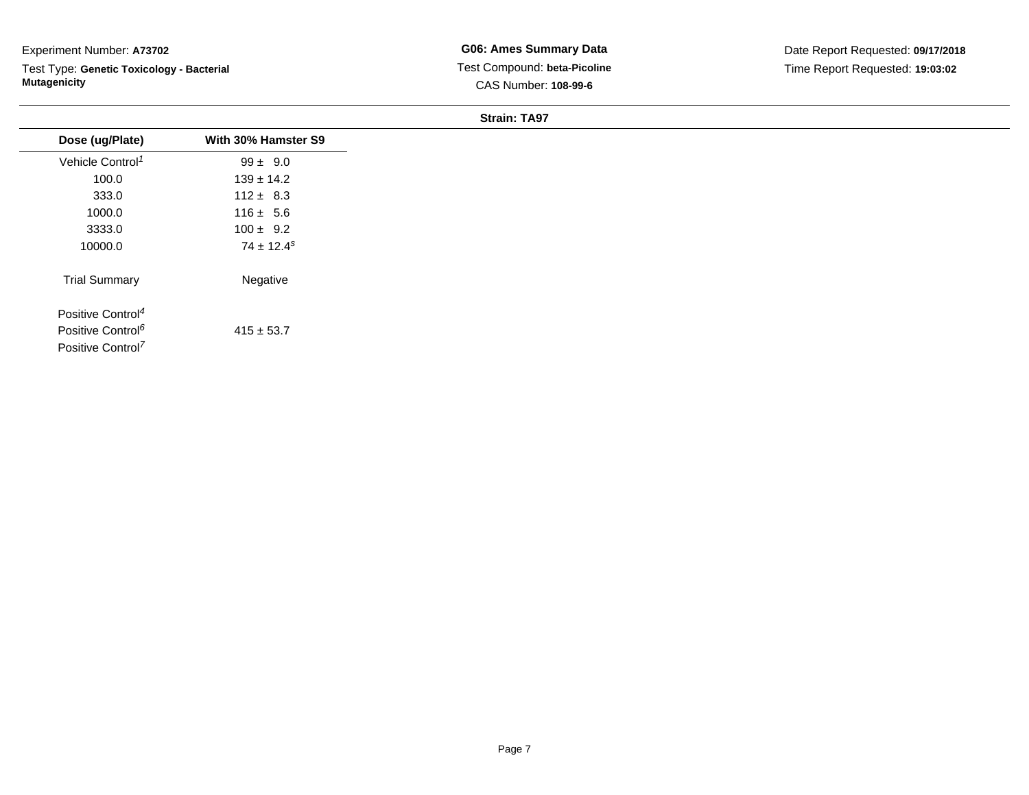Experiment Number: **A73702**

Test Type: **Genetic Toxicology - Bacterial Mutagenicity**

**G06: Ames Summary Data**

Test Compound: **beta-Picoline**

CAS Number: **108-99-6**

Date Report Requested: **09/17/2018**

Time Report Requested: **19:03:02**

**Strain: TA97**

| Dose (ug/Plate) | With 30% Hamster S9 |
|---|---|
| Vehicle Control[1] | 99 ± 9.0 |
| 100.0 | 139 ± 14.2 |
| 333.0 | 112 ± 8.3 |
| 1000.0 | 116 ± 5.6 |
| 3333.0 | 100 ± 9.2 |
| 10000.0 | 74 ± 12.4[s] |
| Trial Summary | Negative |
| Positive Control[4] | |
| Positive Control[6] | 415 ± 53.7 |
| Positive Control[7] | |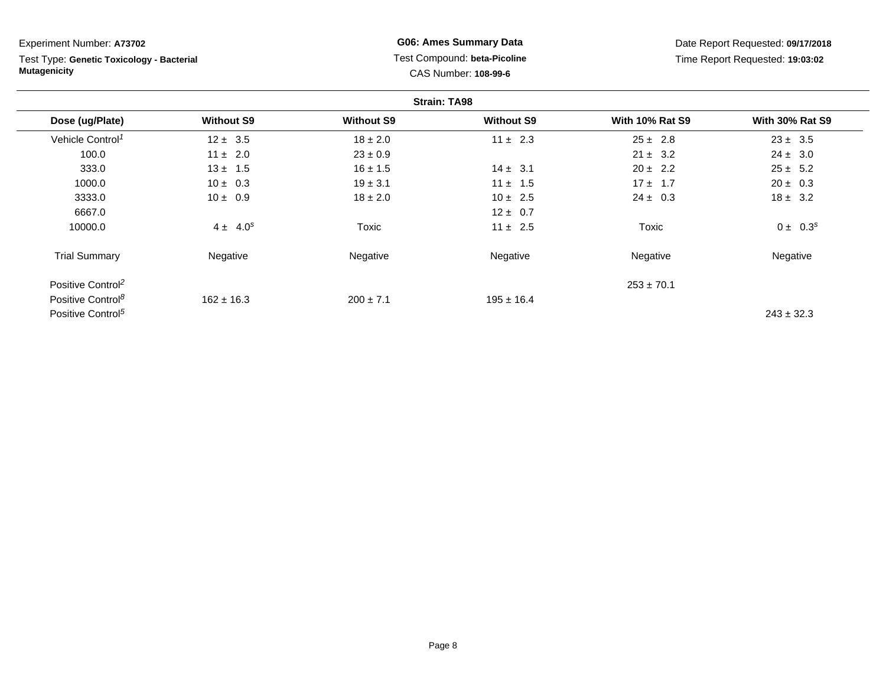Experiment Number: **A73702**

Test Type: **Genetic Toxicology - Bacterial Mutagenicity**

**G06: Ames Summary Data**

Test Compound: **beta-Picoline**

CAS Number: **108-99-6**

Date Report Requested: **09/17/2018**

Time Report Requested: **19:03:02**

**Strain: TA98**

| Dose (ug/Plate) | Without S9 | Without S9 | Without S9 | With 10% Rat S9 | With 30% Rat S9 |
|---|---|---|---|---|---|
| Vehicle Control[1] | 12 ± 3.5 | 18 ± 2.0 | 11 ± 2.3 | 25 ± 2.8 | 23 ± 3.5 |
| 100.0 | 11 ± 2.0 | 23 ± 0.9 | | 21 ± 3.2 | 24 ± 3.0 |
| 333.0 | 13 ± 1.5 | 16 ± 1.5 | 14 ± 3.1 | 20 ± 2.2 | 25 ± 5.2 |
| 1000.0 | 10 ± 0.3 | 19 ± 3.1 | 11 ± 1.5 | 17 ± 1.7 | 20 ± 0.3 |
| 3333.0 | 10 ± 0.9 | 18 ± 2.0 | 10 ± 2.5 | 24 ± 0.3 | 18 ± 3.2 |
| 6667.0 | | | 12 ± 0.7 | | |
| 10000.0 | 4 ± 4.0[s] | Toxic | 11 ± 2.5 | Toxic | 0 ± 0.3[s] |
| Trial Summary | Negative | Negative | Negative | Negative | Negative |
| Positive Control[2] | | | | 253 ± 70.1 | |
| Positive Control[8] | 162 ± 16.3 | 200 ± 7.1 | 195 ± 16.4 | | |
| Positive Control[5] | | | | | 243 ± 32.3 |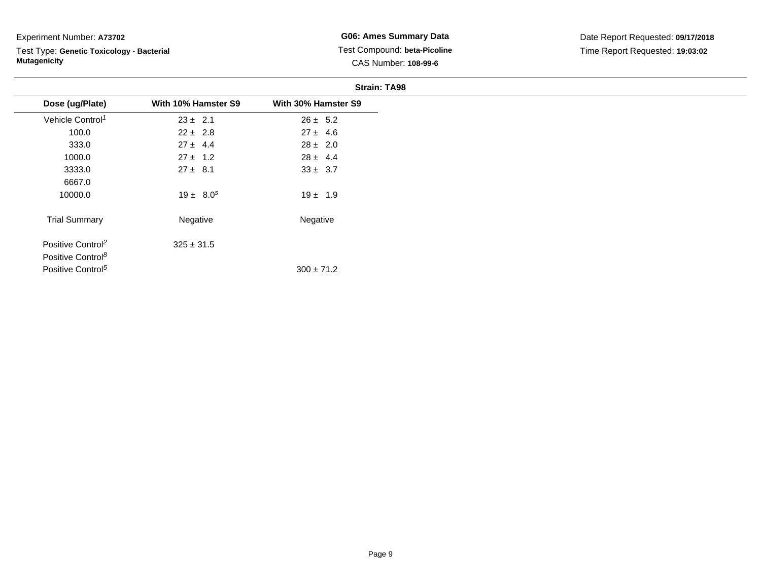Experiment Number: **A73702**

Test Type: **Genetic Toxicology - Bacterial Mutagenicity**

**G06: Ames Summary Data**

Test Compound: **beta-Picoline**

CAS Number: **108-99-6**

Date Report Requested: **09/17/2018**

Time Report Requested: **19:03:02**

**Strain: TA98**

| Dose (ug/Plate) | With 10% Hamster S9 | With 30% Hamster S9 |
|---|---|---|
| Vehicle Control[1] | 23 ± 2.1 | 26 ± 5.2 |
| 100.0 | 22 ± 2.8 | 27 ± 4.6 |
| 333.0 | 27 ± 4.4 | 28 ± 2.0 |
| 1000.0 | 27 ± 1.2 | 28 ± 4.4 |
| 3333.0 | 27 ± 8.1 | 33 ± 3.7 |
| 6667.0 | | |
| 10000.0 | 19 ± 8.0[s] | 19 ± 1.9 |
| Trial Summary | Negative | Negative |
| Positive Control[2] | 325 ± 31.5 | |
| Positive Control[8] | | |
| Positive Control[5] | | 300 ± 71.2 |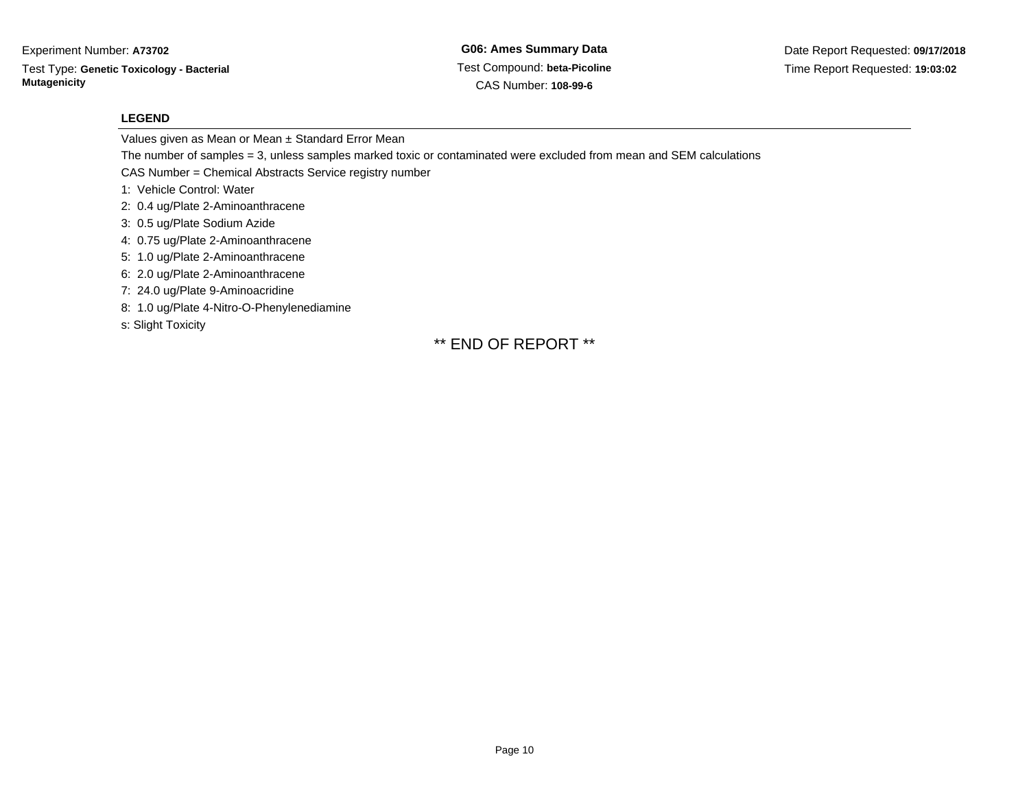Experiment Number: **A73702**

Test Type: **Genetic Toxicology - Bacterial Mutagenicity**

**G06: Ames Summary Data**

Test Compound: **beta-Picoline**

CAS Number: **108-99-6**

Date Report Requested: **09/17/2018**

Time Report Requested: **19:03:02**

**LEGEND**

Values given as Mean or Mean ± Standard Error Mean

The number of samples = 3, unless samples marked toxic or contaminated were excluded from mean and SEM calculations

CAS Number = Chemical Abstracts Service registry number

1: Vehicle Control: Water

2: 0.4 ug/Plate 2-Aminoanthracene

3: 0.5 ug/Plate Sodium Azide

4: 0.75 ug/Plate 2-Aminoanthracene

5: 1.0 ug/Plate 2-Aminoanthracene

6: 2.0 ug/Plate 2-Aminoanthracene

7: 24.0 ug/Plate 9-Aminoacridine

8: 1.0 ug/Plate 4-Nitro-O-Phenylenediamine

s: Slight Toxicity

** END OF REPORT **